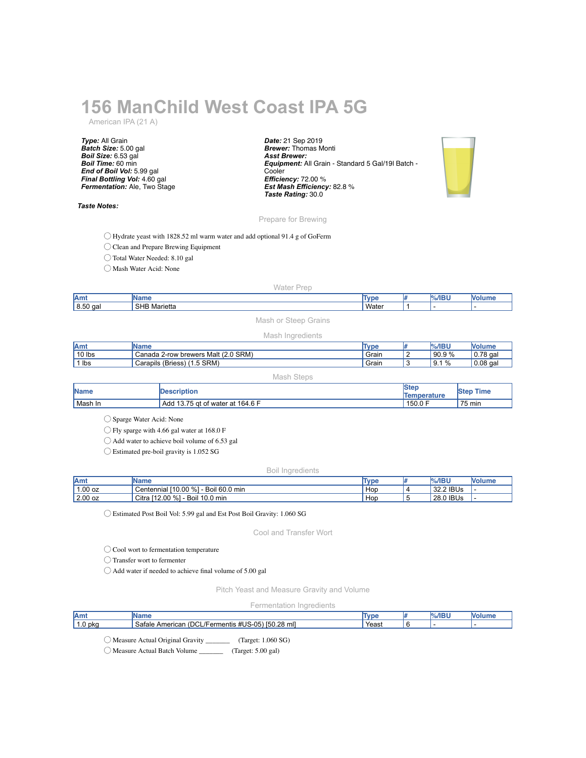# 156 ManChild West Coast IPA 5G

American IPA (21 A)

***Type:*** All Grain
***Batch Size:*** 5.00 gal
***Boil Size:*** 6.53 gal
***Boil Time:*** 60 min
***End of Boil Vol:*** 5.99 gal
***Final Bottling Vol:*** 4.60 gal
***Fermentation:*** Ale, Two Stage

***Date:*** 21 Sep 2019
***Brewer:*** Thomas Monti
***Asst Brewer:***
***Equipment:*** All Grain - Standard 5 Gal/19l Batch - Cooler
***Efficiency:*** 72.00 %
***Est Mash Efficiency:*** 82.8 %
***Taste Rating:*** 30.0

***Taste Notes:***

## Prepare for Brewing

- ◯ Hydrate yeast with 1828.52 ml warm water and add optional 91.4 g of GoFerm
- ◯ Clean and Prepare Brewing Equipment
- ◯ Total Water Needed: 8.10 gal
- ◯ Mash Water Acid: None

## Water Prep

| Amt | Name | Type | # | %/IBU | Volume |
|---|---|---|---|---|---|
| 8.50 gal | SHB Marietta | Water | 1 | - | - |

## Mash or Steep Grains

### Mash Ingredients

| Amt | Name | Type | # | %/IBU | Volume |
|---|---|---|---|---|---|
| 10 lbs | Canada 2-row brewers Malt (2.0 SRM) | Grain | 2 | 90.9 % | 0.78 gal |
| 1 lbs | Carapils (Briess) (1.5 SRM) | Grain | 3 | 9.1 % | 0.08 gal |

### Mash Steps

| Name | Description | Step Temperature | Step Time |
|---|---|---|---|
| Mash In | Add 13.75 qt of water at 164.6 F | 150.0 F | 75 min |

- ◯ Sparge Water Acid: None
- ◯ Fly sparge with 4.66 gal water at 168.0 F
- ◯ Add water to achieve boil volume of 6.53 gal
- ◯ Estimated pre-boil gravity is 1.052 SG

## Boil Ingredients

| Amt | Name | Type | # | %/IBU | Volume |
|---|---|---|---|---|---|
| 1.00 oz | Centennial [10.00 %] - Boil 60.0 min | Hop | 4 | 32.2 IBUs | - |
| 2.00 oz | Citra [12.00 %] - Boil 10.0 min | Hop | 5 | 28.0 IBUs | - |

- ◯ Estimated Post Boil Vol: 5.99 gal and Est Post Boil Gravity: 1.060 SG

## Cool and Transfer Wort

- ◯ Cool wort to fermentation temperature
- ◯ Transfer wort to fermenter
- ◯ Add water if needed to achieve final volume of 5.00 gal

## Pitch Yeast and Measure Gravity and Volume

### Fermentation Ingredients

| Amt | Name | Type | # | %/IBU | Volume |
|---|---|---|---|---|---|
| 1.0 pkg | Safale American (DCL/Fermentis #US-05) [50.28 ml] | Yeast | 6 | - | - |

- ◯ Measure Actual Original Gravity _______ (Target: 1.060 SG)
- ◯ Measure Actual Batch Volume _______ (Target: 5.00 gal)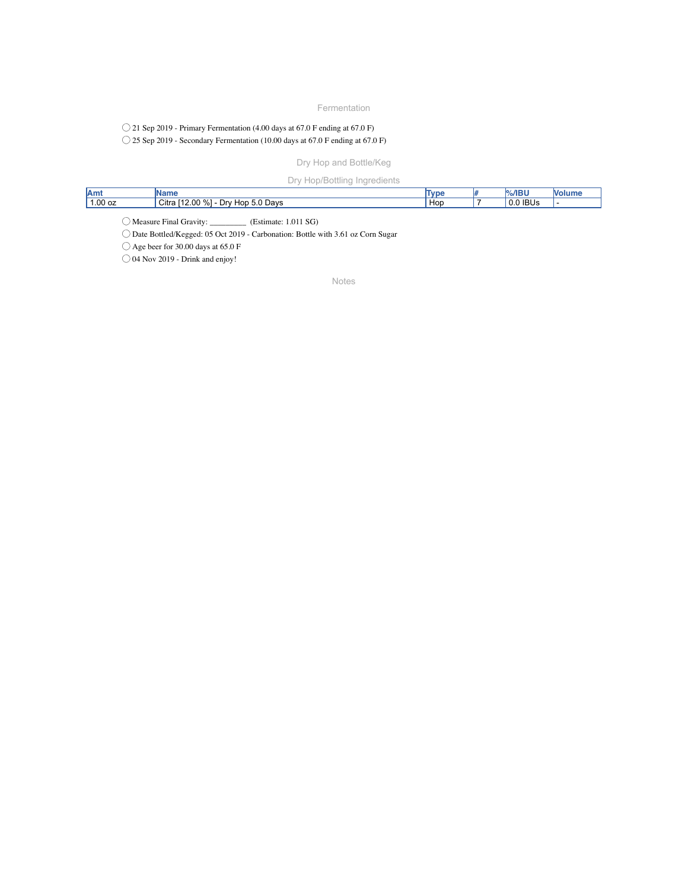## Fermentation

◯ 21 Sep 2019 - Primary Fermentation (4.00 days at 67.0 F ending at 67.0 F)

◯ 25 Sep 2019 - Secondary Fermentation (10.00 days at 67.0 F ending at 67.0 F)

## Dry Hop and Bottle/Keg

### Dry Hop/Bottling Ingredients

| Amt | Name | Type | # | %/IBU | Volume |
|---|---|---|---|---|---|
| 1.00 oz | Citra [12.00 %] - Dry Hop 5.0 Days | Hop | 7 | 0.0 IBUs | - |

◯ Measure Final Gravity: _________ (Estimate: 1.011 SG)

◯ Date Bottled/Kegged: 05 Oct 2019 - Carbonation: Bottle with 3.61 oz Corn Sugar

◯ Age beer for 30.00 days at 65.0 F

◯ 04 Nov 2019 - Drink and enjoy!

## Notes